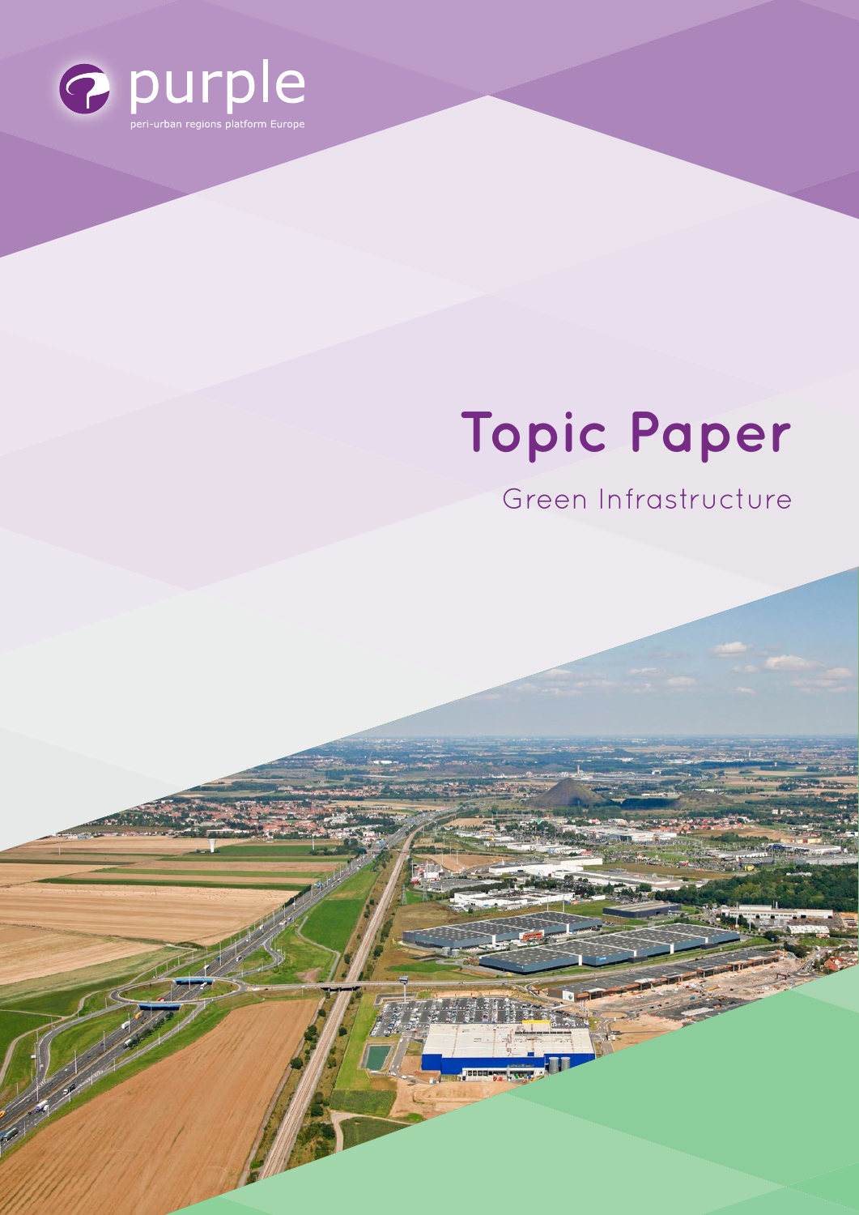purple

peri-urban regions platform Europe

# Topic Paper

## Green Infrastructure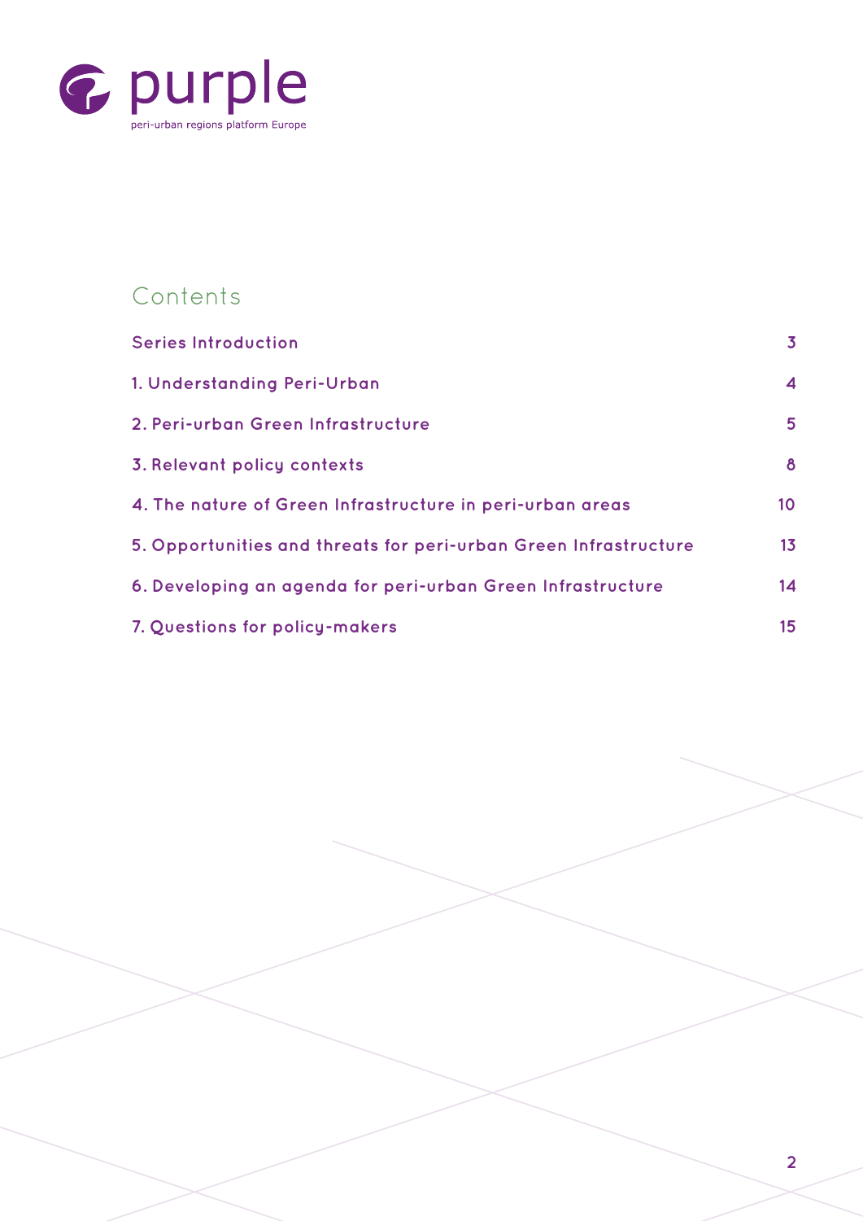purple

peri-urban regions platform Europe

## Contents

| | |
|---|---|
| Series Introduction | 3 |
| 1. Understanding Peri-Urban | 4 |
| 2. Peri-urban Green Infrastructure | 5 |
| 3. Relevant policy contexts | 8 |
| 4. The nature of Green Infrastructure in peri-urban areas | 10 |
| 5. Opportunities and threats for peri-urban Green Infrastructure | 13 |
| 6. Developing an agenda for peri-urban Green Infrastructure | 14 |
| 7. Questions for policy-makers | 15 |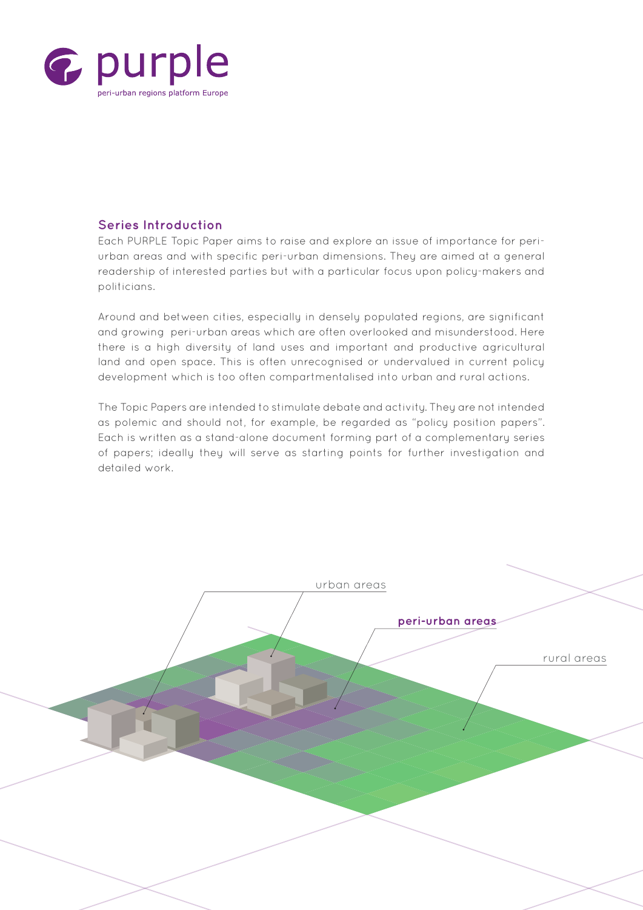## Series Introduction

Each PURPLE Topic Paper aims to raise and explore an issue of importance for peri-urban areas and with specific peri-urban dimensions. They are aimed at a general readership of interested parties but with a particular focus upon policy-makers and politicians.

Around and between cities, especially in densely populated regions, are significant and growing peri-urban areas which are often overlooked and misunderstood. Here there is a high diversity of land uses and important and productive agricultural land and open space. This is often unrecognised or undervalued in current policy development which is too often compartmentalised into urban and rural actions.

The Topic Papers are intended to stimulate debate and activity. They are not intended as polemic and should not, for example, be regarded as "policy position papers". Each is written as a stand-alone document forming part of a complementary series of papers; ideally they will serve as starting points for further investigation and detailed work.

urban areas

**peri-urban areas**

rural areas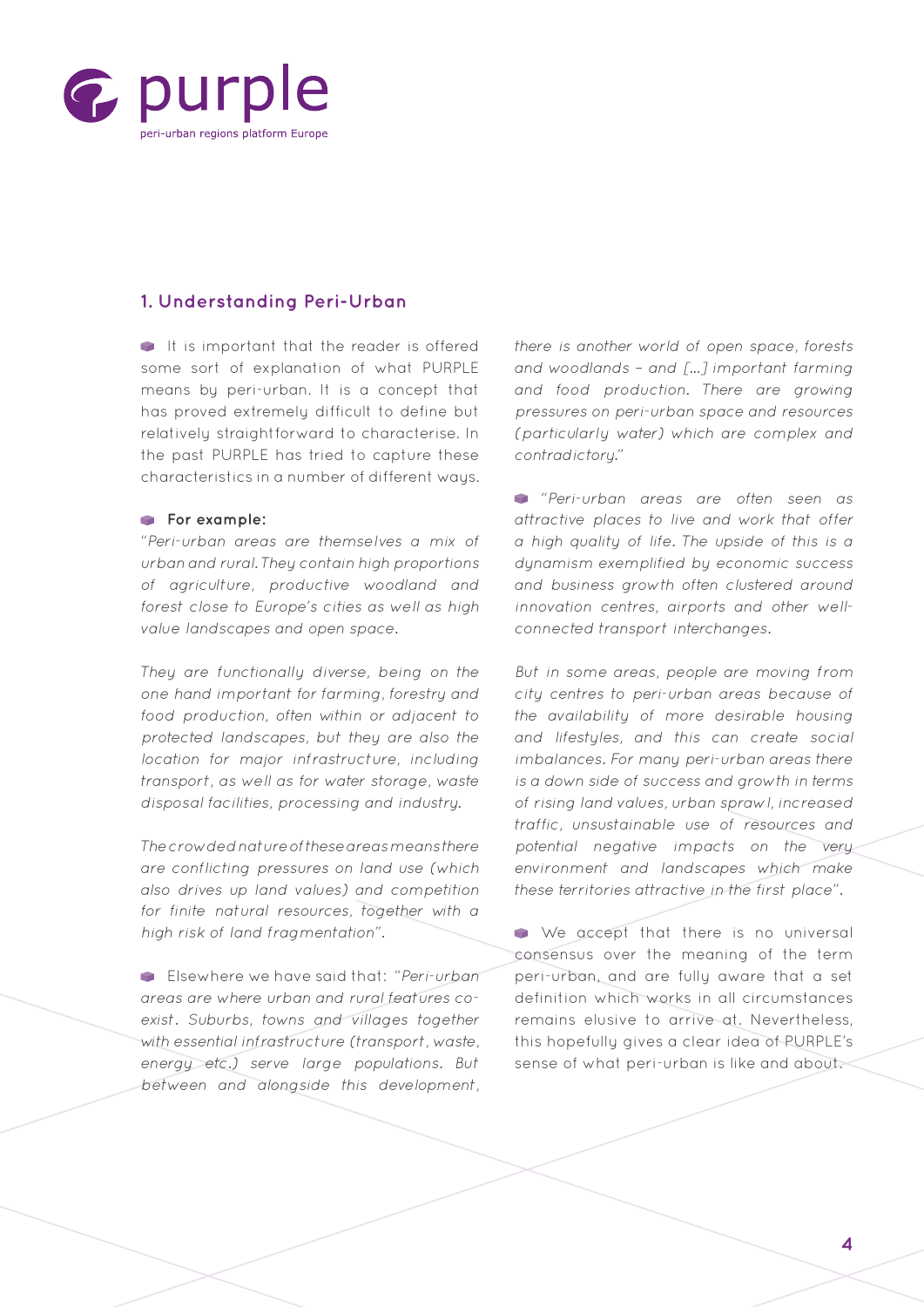## 1. Understanding Peri-Urban

It is important that the reader is offered some sort of explanation of what PURPLE means by peri-urban. It is a concept that has proved extremely difficult to define but relatively straightforward to characterise. In the past PURPLE has tried to capture these characteristics in a number of different ways.

**For example:**

*"Peri-urban areas are themselves a mix of urban and rural. They contain high proportions of agriculture, productive woodland and forest close to Europe's cities as well as high value landscapes and open space.*

*They are functionally diverse, being on the one hand important for farming, forestry and food production, often within or adjacent to protected landscapes, but they are also the location for major infrastructure, including transport, as well as for water storage, waste disposal facilities, processing and industry.*

*The crowded nature of these areas means there are conflicting pressures on land use (which also drives up land values) and competition for finite natural resources, together with a high risk of land fragmentation".*

Elsewhere we have said that: *"Peri-urban areas are where urban and rural features co-exist. Suburbs, towns and villages together with essential infrastructure (transport, waste, energy etc.) serve large populations. But between and alongside this development, there is another world of open space, forests and woodlands – and [...] important farming and food production. There are growing pressures on peri-urban space and resources (particularly water) which are complex and contradictory."*

*"Peri-urban areas are often seen as attractive places to live and work that offer a high quality of life. The upside of this is a dynamism exemplified by economic success and business growth often clustered around innovation centres, airports and other well-connected transport interchanges.*

*But in some areas, people are moving from city centres to peri-urban areas because of the availability of more desirable housing and lifestyles, and this can create social imbalances. For many peri-urban areas there is a down side of success and growth in terms of rising land values, urban sprawl, increased traffic, unsustainable use of resources and potential negative impacts on the very environment and landscapes which make these territories attractive in the first place".*

We accept that there is no universal consensus over the meaning of the term peri-urban, and are fully aware that a set definition which works in all circumstances remains elusive to arrive at. Nevertheless, this hopefully gives a clear idea of PURPLE's sense of what peri-urban is like and about.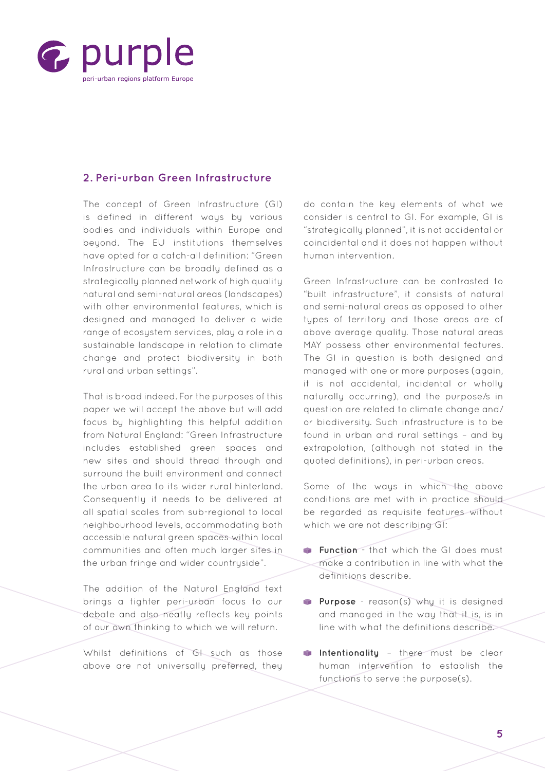## 2. Peri-urban Green Infrastructure

The concept of Green Infrastructure (GI) is defined in different ways by various bodies and individuals within Europe and beyond. The EU institutions themselves have opted for a catch-all definition: "Green Infrastructure can be broadly defined as a strategically planned network of high quality natural and semi-natural areas (landscapes) with other environmental features, which is designed and managed to deliver a wide range of ecosystem services, play a role in a sustainable landscape in relation to climate change and protect biodiversity in both rural and urban settings".

That is broad indeed. For the purposes of this paper we will accept the above but will add focus by highlighting this helpful addition from Natural England: "Green Infrastructure includes established green spaces and new sites and should thread through and surround the built environment and connect the urban area to its wider rural hinterland. Consequently it needs to be delivered at all spatial scales from sub-regional to local neighbourhood levels, accommodating both accessible natural green spaces within local communities and often much larger sites in the urban fringe and wider countryside".

The addition of the Natural England text brings a tighter peri-urban focus to our debate and also neatly reflects key points of our own thinking to which we will return.

Whilst definitions of GI such as those above are not universally preferred, they do contain the key elements of what we consider is central to GI. For example, GI is "strategically planned", it is not accidental or coincidental and it does not happen without human intervention.

Green Infrastructure can be contrasted to "built infrastructure", it consists of natural and semi-natural areas as opposed to other types of territory and those areas are of above average quality. Those natural areas MAY possess other environmental features. The GI in question is both designed and managed with one or more purposes (again, it is not accidental, incidental or wholly naturally occurring), and the purpose/s in question are related to climate change and/or biodiversity. Such infrastructure is to be found in urban and rural settings – and by extrapolation, (although not stated in the quoted definitions), in peri-urban areas.

Some of the ways in which the above conditions are met with in practice should be regarded as requisite features without which we are not describing GI:

- **Function** - that which the GI does must make a contribution in line with what the definitions describe.
- **Purpose** - reason(s) why it is designed and managed in the way that it is, is in line with what the definitions describe.
- **Intentionality** – there must be clear human intervention to establish the functions to serve the purpose(s).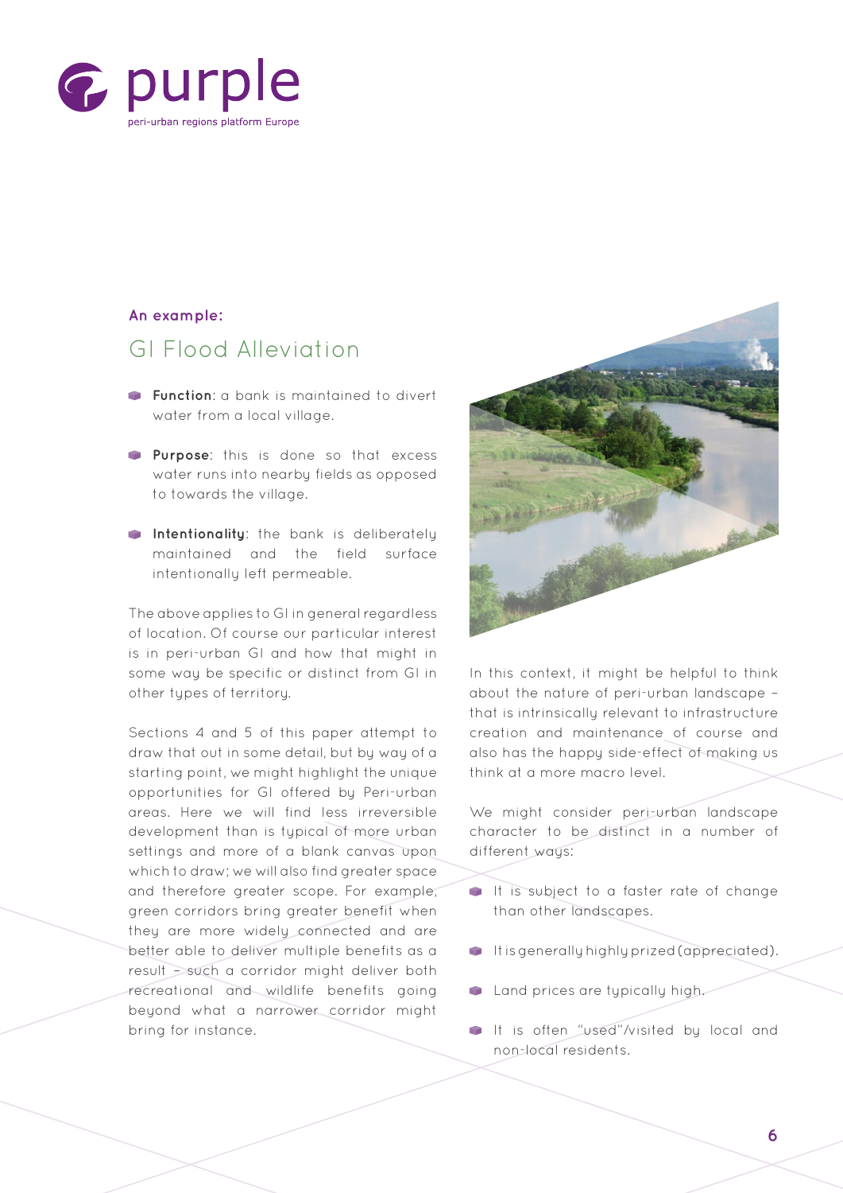**An example:**

## GI Flood Alleviation

- **Function**: a bank is maintained to divert water from a local village.
- **Purpose**: this is done so that excess water runs into nearby fields as opposed to towards the village.
- **Intentionality**: the bank is deliberately maintained and the field surface intentionally left permeable.

The above applies to GI in general regardless of location. Of course our particular interest is in peri-urban GI and how that might in some way be specific or distinct from GI in other types of territory.

Sections 4 and 5 of this paper attempt to draw that out in some detail, but by way of a starting point, we might highlight the unique opportunities for GI offered by Peri-urban areas. Here we will find less irreversible development than is typical of more urban settings and more of a blank canvas upon which to draw; we will also find greater space and therefore greater scope. For example, green corridors bring greater benefit when they are more widely connected and are better able to deliver multiple benefits as a result – such a corridor might deliver both recreational and wildlife benefits going beyond what a narrower corridor might bring for instance.

In this context, it might be helpful to think about the nature of peri-urban landscape – that is intrinsically relevant to infrastructure creation and maintenance of course and also has the happy side-effect of making us think at a more macro level.

We might consider peri-urban landscape character to be distinct in a number of different ways:

- It is subject to a faster rate of change than other landscapes.
- It is generally highly prized (appreciated).
- Land prices are typically high.
- It is often "used"/visited by local and non-local residents.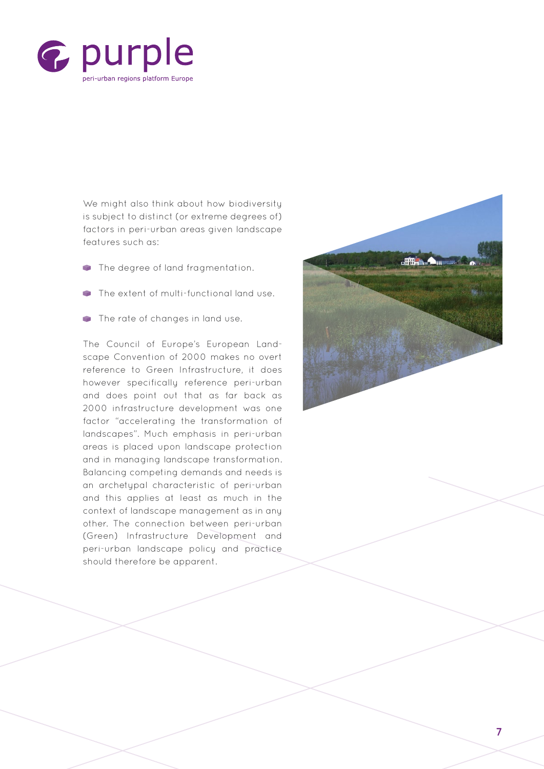We might also think about how biodiversity is subject to distinct (or extreme degrees of) factors in peri-urban areas given landscape features such as:

- The degree of land fragmentation.
- The extent of multi-functional land use.
- The rate of changes in land use.

The Council of Europe's European Landscape Convention of 2000 makes no overt reference to Green Infrastructure, it does however specifically reference peri-urban and does point out that as far back as 2000 infrastructure development was one factor "accelerating the transformation of landscapes". Much emphasis in peri-urban areas is placed upon landscape protection and in managing landscape transformation. Balancing competing demands and needs is an archetypal characteristic of peri-urban and this applies at least as much in the context of landscape management as in any other. The connection between peri-urban (Green) Infrastructure Development and peri-urban landscape policy and practice should therefore be apparent.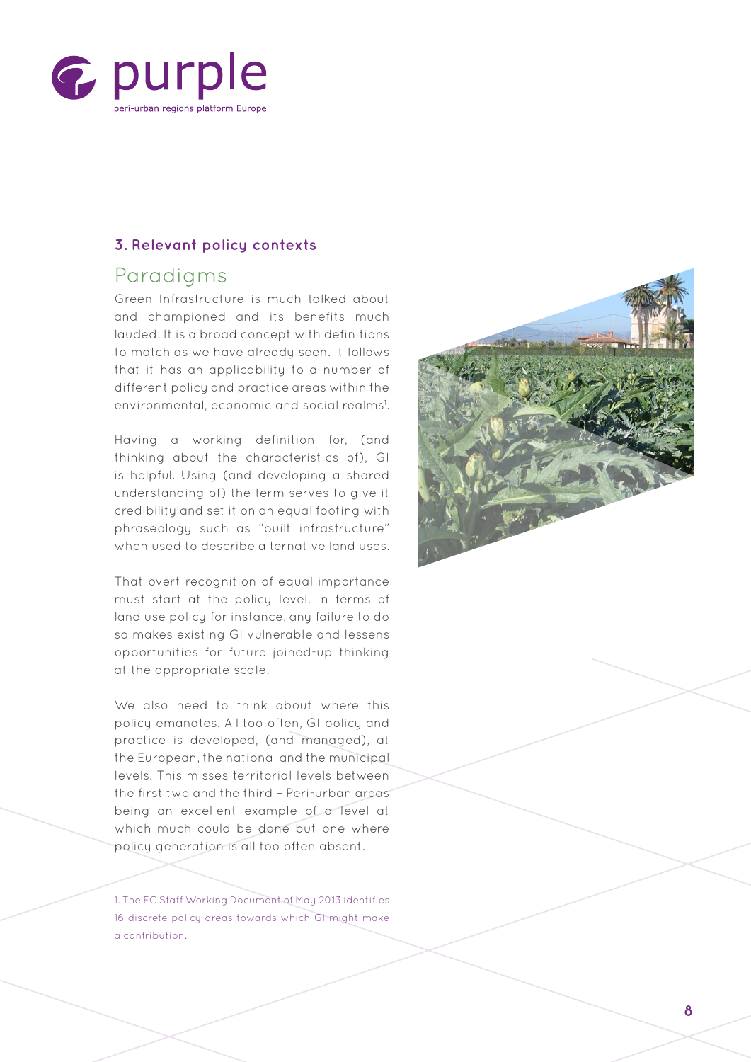## 3. Relevant policy contexts

### Paradigms

Green Infrastructure is much talked about and championed and its benefits much lauded. It is a broad concept with definitions to match as we have already seen. It follows that it has an applicability to a number of different policy and practice areas within the environmental, economic and social realms[1].

Having a working definition for, (and thinking about the characteristics of), GI is helpful. Using (and developing a shared understanding of) the term serves to give it credibility and set it on an equal footing with phraseology such as "built infrastructure" when used to describe alternative land uses.

That overt recognition of equal importance must start at the policy level. In terms of land use policy for instance, any failure to do so makes existing GI vulnerable and lessens opportunities for future joined-up thinking at the appropriate scale.

We also need to think about where this policy emanates. All too often, GI policy and practice is developed, (and managed), at the European, the national and the municipal levels. This misses territorial levels between the first two and the third – Peri-urban areas being an excellent example of a level at which much could be done but one where policy generation is all too often absent.

1. The EC Staff Working Document of May 2013 identifies 16 discrete policy areas towards which GI might make a contribution.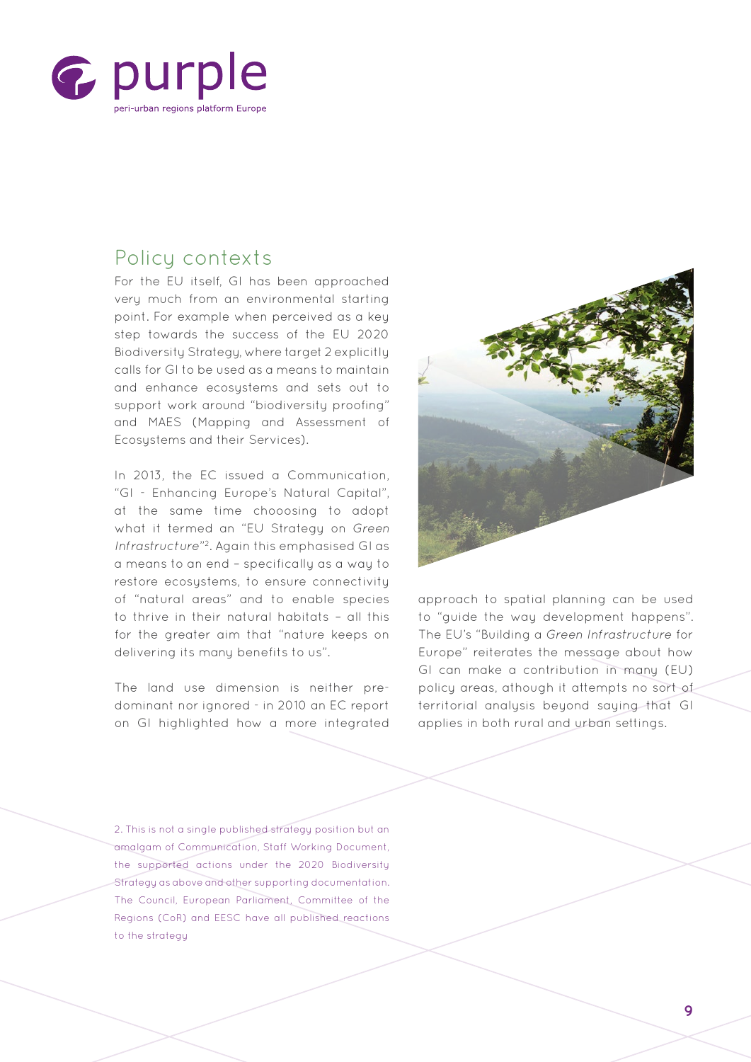## Policy contexts

For the EU itself, GI has been approached very much from an environmental starting point. For example when perceived as a key step towards the success of the EU 2020 Biodiversity Strategy, where target 2 explicitly calls for GI to be used as a means to maintain and enhance ecosystems and sets out to support work around "biodiversity proofing" and MAES (Mapping and Assessment of Ecosystems and their Services).

In 2013, the EC issued a Communication, "GI - Enhancing Europe's Natural Capital", at the same time chooosing to adopt what it termed an "EU Strategy on *Green Infrastructure*"[2]. Again this emphasised GI as a means to an end – specifically as a way to restore ecosystems, to ensure connectivity of "natural areas" and to enable species to thrive in their natural habitats – all this for the greater aim that "nature keeps on delivering its many benefits to us".

The land use dimension is neither pre-dominant nor ignored - in 2010 an EC report on GI highlighted how a more integrated approach to spatial planning can be used to "guide the way development happens". The EU's "Building a *Green Infrastructure* for Europe" reiterates the message about how GI can make a contribution in many (EU) policy areas, although it attempts no sort of territorial analysis beyond saying that GI applies in both rural and urban settings.

2. This is not a single published strategy position but an amalgam of Communication, Staff Working Document, the supported actions under the 2020 Biodiversity Strategy as above and other supporting documentation. The Council, European Parliament, Committee of the Regions (CoR) and EESC have all published reactions to the strategy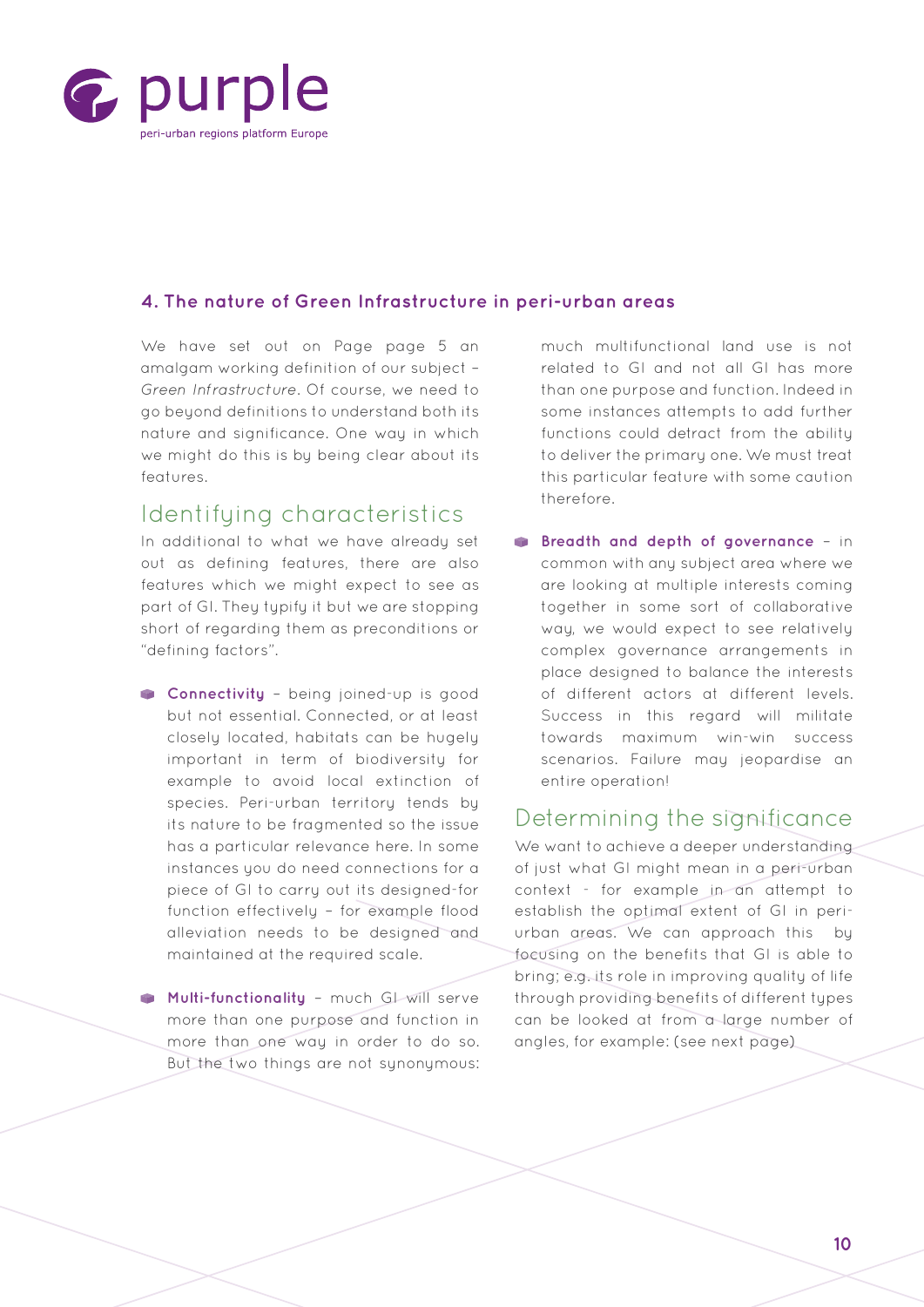## 4. The nature of Green Infrastructure in peri-urban areas

We have set out on Page page 5 an amalgam working definition of our subject – *Green Infrastructure*. Of course, we need to go beyond definitions to understand both its nature and significance. One way in which we might do this is by being clear about its features.

### Identifying characteristics

In additional to what we have already set out as defining features, there are also features which we might expect to see as part of GI. They typify it but we are stopping short of regarding them as preconditions or "defining factors".

- **Connectivity** – being joined-up is good but not essential. Connected, or at least closely located, habitats can be hugely important in term of biodiversity for example to avoid local extinction of species. Peri-urban territory tends by its nature to be fragmented so the issue has a particular relevance here. In some instances you do need connections for a piece of GI to carry out its designed-for function effectively – for example flood alleviation needs to be designed and maintained at the required scale.
- **Multi-functionality** – much GI will serve more than one purpose and function in more than one way in order to do so. But the two things are not synonymous: much multifunctional land use is not related to GI and not all GI has more than one purpose and function. Indeed in some instances attempts to add further functions could detract from the ability to deliver the primary one. We must treat this particular feature with some caution therefore.
- **Breadth and depth of governance** – in common with any subject area where we are looking at multiple interests coming together in some sort of collaborative way, we would expect to see relatively complex governance arrangements in place designed to balance the interests of different actors at different levels. Success in this regard will militate towards maximum win-win success scenarios. Failure may jeopardise an entire operation!

### Determining the significance

We want to achieve a deeper understanding of just what GI might mean in a peri-urban context - for example in an attempt to establish the optimal extent of GI in peri-urban areas. We can approach this by focusing on the benefits that GI is able to bring; e.g. its role in improving quality of life through providing benefits of different types can be looked at from a large number of angles, for example: (see next page)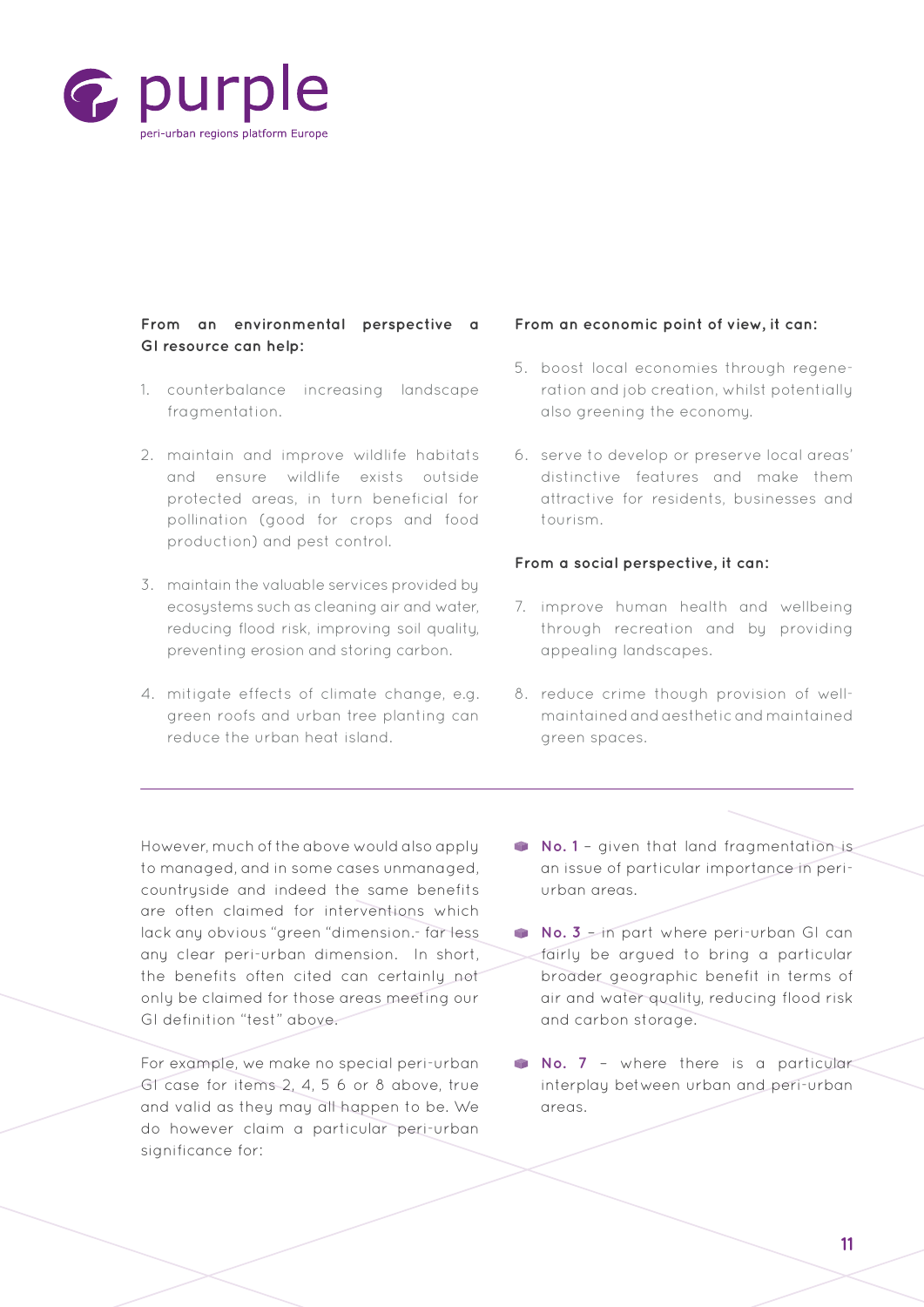**From an environmental perspective a GI resource can help:**

1. counterbalance increasing landscape fragmentation.
2. maintain and improve wildlife habitats and ensure wildlife exists outside protected areas, in turn beneficial for pollination (good for crops and food production) and pest control.
3. maintain the valuable services provided by ecosystems such as cleaning air and water, reducing flood risk, improving soil quality, preventing erosion and storing carbon.
4. mitigate effects of climate change, e.g. green roofs and urban tree planting can reduce the urban heat island.

**From an economic point of view, it can:**

5. boost local economies through regeneration and job creation, whilst potentially also greening the economy.
6. serve to develop or preserve local areas' distinctive features and make them attractive for residents, businesses and tourism.

**From a social perspective, it can:**

7. improve human health and wellbeing through recreation and by providing appealing landscapes.
8. reduce crime though provision of well-maintained and aesthetic and maintained green spaces.

---

However, much of the above would also apply to managed, and in some cases unmanaged, countryside and indeed the same benefits are often claimed for interventions which lack any obvious "green "dimension.- far less any clear peri-urban dimension. In short, the benefits often cited can certainly not only be claimed for those areas meeting our GI definition "test" above.

For example, we make no special peri-urban GI case for items 2, 4, 5 6 or 8 above, true and valid as they may all happen to be. We do however claim a particular peri-urban significance for:

- **No. 1** – given that land fragmentation is an issue of particular importance in peri-urban areas.
- **No. 3** – in part where peri-urban GI can fairly be argued to bring a particular broader geographic benefit in terms of air and water quality, reducing flood risk and carbon storage.
- **No. 7** – where there is a particular interplay between urban and peri-urban areas.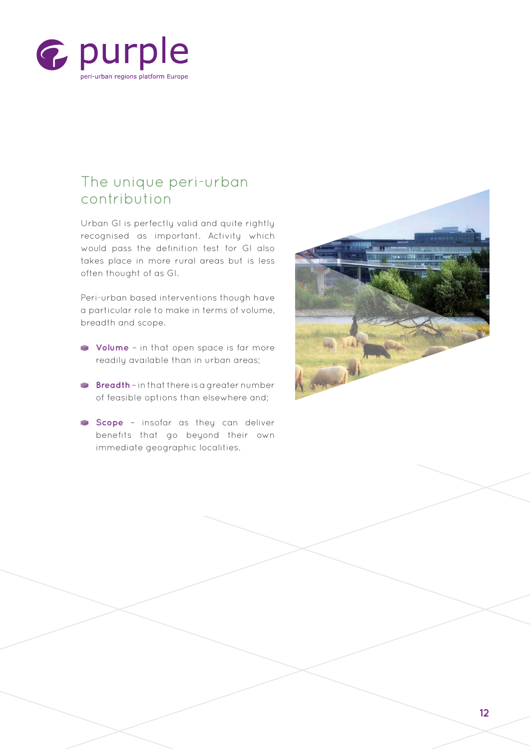## The unique peri-urban contribution

Urban GI is perfectly valid and quite rightly recognised as important. Activity which would pass the definition test for GI also takes place in more rural areas but is less often thought of as GI.

Peri-urban based interventions though have a particular role to make in terms of volume, breadth and scope.

- **Volume** – in that open space is far more readily available than in urban areas;
- **Breadth** – in that there is a greater number of feasible options than elsewhere and;
- **Scope** – insofar as they can deliver benefits that go beyond their own immediate geographic localities.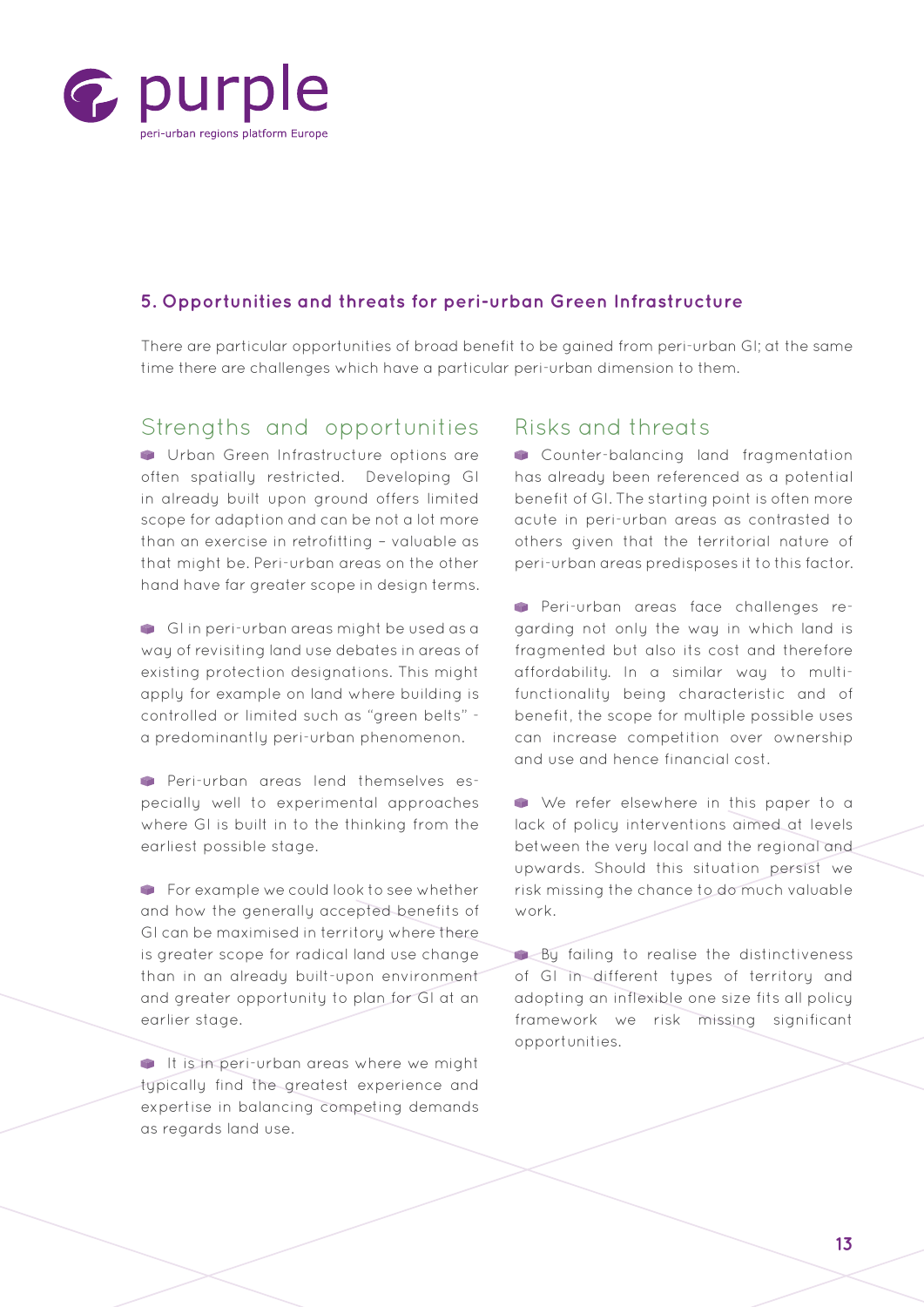## 5. Opportunities and threats for peri-urban Green Infrastructure

There are particular opportunities of broad benefit to be gained from peri-urban GI; at the same time there are challenges which have a particular peri-urban dimension to them.

### Strengths and opportunities

- Urban Green Infrastructure options are often spatially restricted. Developing GI in already built upon ground offers limited scope for adaption and can be not a lot more than an exercise in retrofitting – valuable as that might be. Peri-urban areas on the other hand have far greater scope in design terms.

- GI in peri-urban areas might be used as a way of revisiting land use debates in areas of existing protection designations. This might apply for example on land where building is controlled or limited such as "green belts" - a predominantly peri-urban phenomenon.

- Peri-urban areas lend themselves especially well to experimental approaches where GI is built in to the thinking from the earliest possible stage.

- For example we could look to see whether and how the generally accepted benefits of GI can be maximised in territory where there is greater scope for radical land use change than in an already built-upon environment and greater opportunity to plan for GI at an earlier stage.

- It is in peri-urban areas where we might typically find the greatest experience and expertise in balancing competing demands as regards land use.

### Risks and threats

- Counter-balancing land fragmentation has already been referenced as a potential benefit of GI. The starting point is often more acute in peri-urban areas as contrasted to others given that the territorial nature of peri-urban areas predisposes it to this factor.

- Peri-urban areas face challenges regarding not only the way in which land is fragmented but also its cost and therefore affordability. In a similar way to multi-functionality being characteristic and of benefit, the scope for multiple possible uses can increase competition over ownership and use and hence financial cost.

- We refer elsewhere in this paper to a lack of policy interventions aimed at levels between the very local and the regional and upwards. Should this situation persist we risk missing the chance to do much valuable work.

- By failing to realise the distinctiveness of GI in different types of territory and adopting an inflexible one size fits all policy framework we risk missing significant opportunities.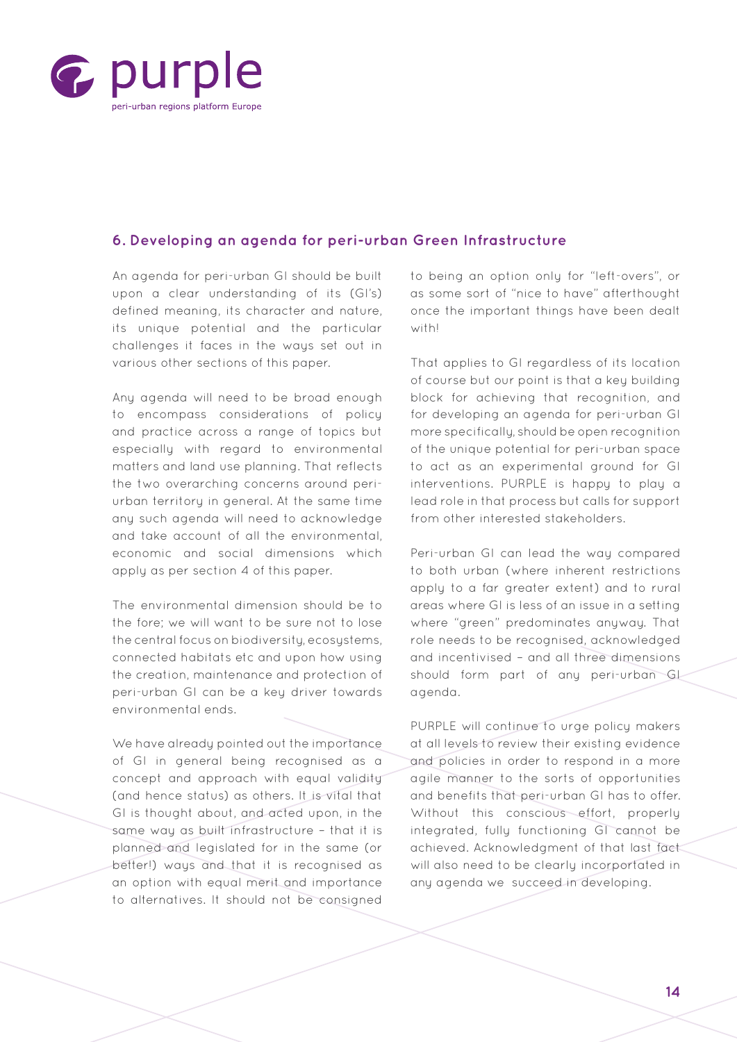## 6. Developing an agenda for peri-urban Green Infrastructure

An agenda for peri-urban GI should be built upon a clear understanding of its (GI's) defined meaning, its character and nature, its unique potential and the particular challenges it faces in the ways set out in various other sections of this paper.

Any agenda will need to be broad enough to encompass considerations of policy and practice across a range of topics but especially with regard to environmental matters and land use planning. That reflects the two overarching concerns around peri-urban territory in general. At the same time any such agenda will need to acknowledge and take account of all the environmental, economic and social dimensions which apply as per section 4 of this paper.

The environmental dimension should be to the fore; we will want to be sure not to lose the central focus on biodiversity, ecosystems, connected habitats etc and upon how using the creation, maintenance and protection of peri-urban GI can be a key driver towards environmental ends.

We have already pointed out the importance of GI in general being recognised as a concept and approach with equal validity (and hence status) as others. It is vital that GI is thought about, and acted upon, in the same way as built infrastructure – that it is planned and legislated for in the same (or better!) ways and that it is recognised as an option with equal merit and importance to alternatives. It should not be consigned to being an option only for "left-overs", or as some sort of "nice to have" afterthought once the important things have been dealt with!

That applies to GI regardless of its location of course but our point is that a key building block for achieving that recognition, and for developing an agenda for peri-urban GI more specifically, should be open recognition of the unique potential for peri-urban space to act as an experimental ground for GI interventions. PURPLE is happy to play a lead role in that process but calls for support from other interested stakeholders.

Peri-urban GI can lead the way compared to both urban (where inherent restrictions apply to a far greater extent) and to rural areas where GI is less of an issue in a setting where "green" predominates anyway. That role needs to be recognised, acknowledged and incentivised – and all three dimensions should form part of any peri-urban GI agenda.

PURPLE will continue to urge policy makers at all levels to review their existing evidence and policies in order to respond in a more agile manner to the sorts of opportunities and benefits that peri-urban GI has to offer. Without this conscious effort, properly integrated, fully functioning GI cannot be achieved. Acknowledgment of that last fact will also need to be clearly incorportated in any agenda we succeed in developing.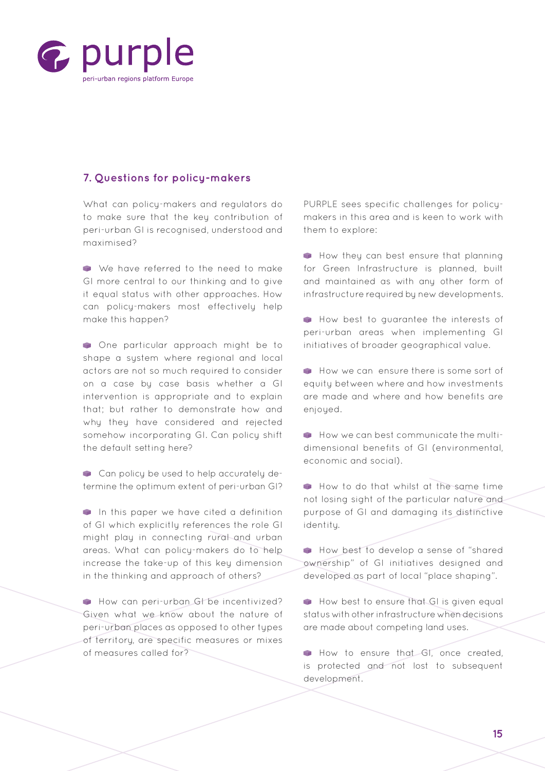## 7. Questions for policy-makers

What can policy-makers and regulators do to make sure that the key contribution of peri-urban GI is recognised, understood and maximised?

- We have referred to the need to make GI more central to our thinking and to give it equal status with other approaches. How can policy-makers most effectively help make this happen?
- One particular approach might be to shape a system where regional and local actors are not so much required to consider on a case by case basis whether a GI intervention is appropriate and to explain that; but rather to demonstrate how and why they have considered and rejected somehow incorporating GI. Can policy shift the default setting here?
- Can policy be used to help accurately determine the optimum extent of peri-urban GI?
- In this paper we have cited a definition of GI which explicitly references the role GI might play in connecting rural and urban areas. What can policy-makers do to help increase the take-up of this key dimension in the thinking and approach of others?
- How can peri-urban GI be incentivized? Given what we know about the nature of peri-urban places as opposed to other types of territory, are specific measures or mixes of measures called for?

PURPLE sees specific challenges for policy-makers in this area and is keen to work with them to explore:

- How they can best ensure that planning for Green Infrastructure is planned, built and maintained as with any other form of infrastructure required by new developments.
- How best to guarantee the interests of peri-urban areas when implementing GI initiatives of broader geographical value.
- How we can ensure there is some sort of equity between where and how investments are made and where and how benefits are enjoyed.
- How we can best communicate the multi-dimensional benefits of GI (environmental, economic and social).
- How to do that whilst at the same time not losing sight of the particular nature and purpose of GI and damaging its distinctive identity.
- How best to develop a sense of "shared ownership" of GI initiatives designed and developed as part of local "place shaping".
- How best to ensure that GI is given equal status with other infrastructure when decisions are made about competing land uses.
- How to ensure that GI, once created, is protected and not lost to subsequent development.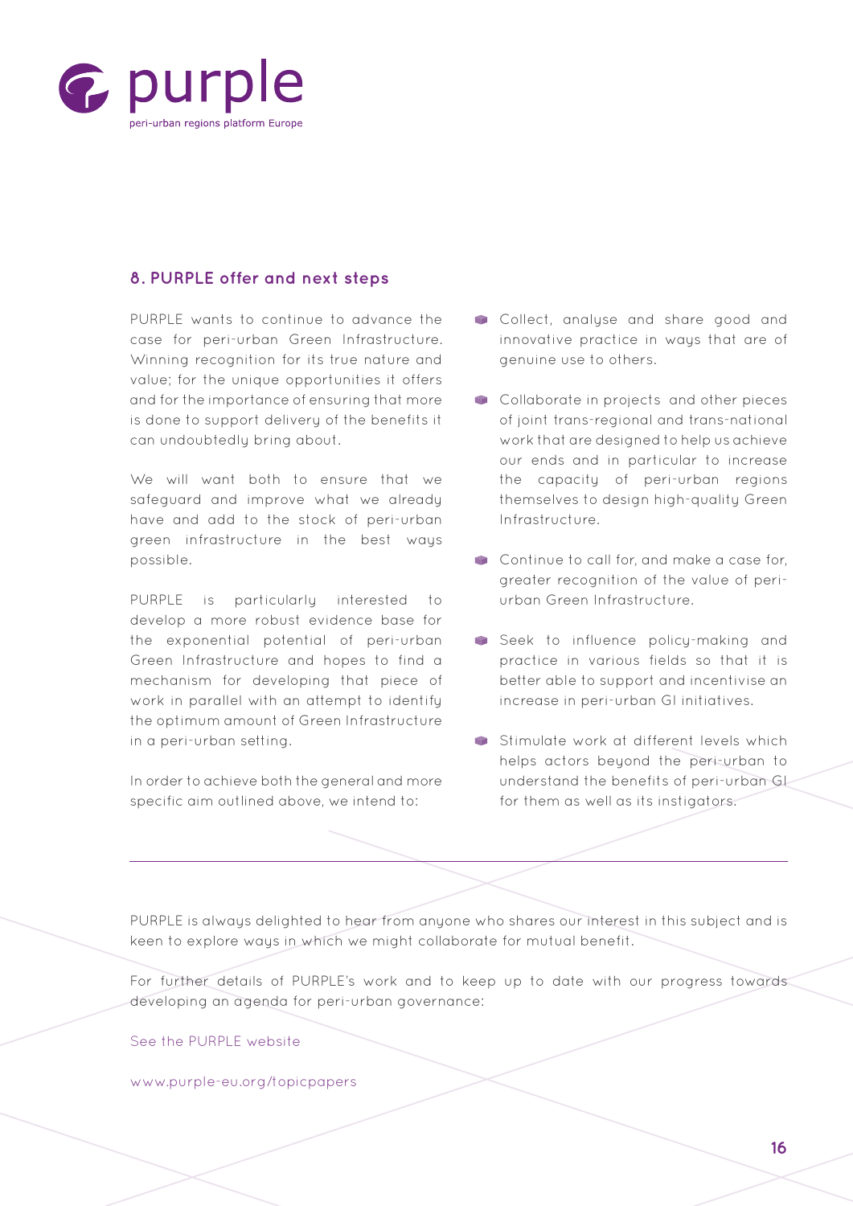purple

peri-urban regions platform Europe

## 8. PURPLE offer and next steps

PURPLE wants to continue to advance the case for peri-urban Green Infrastructure. Winning recognition for its true nature and value; for the unique opportunities it offers and for the importance of ensuring that more is done to support delivery of the benefits it can undoubtedly bring about.

We will want both to ensure that we safeguard and improve what we already have and add to the stock of peri-urban green infrastructure in the best ways possible.

PURPLE is particularly interested to develop a more robust evidence base for the exponential potential of peri-urban Green Infrastructure and hopes to find a mechanism for developing that piece of work in parallel with an attempt to identify the optimum amount of Green Infrastructure in a peri-urban setting.

In order to achieve both the general and more specific aim outlined above, we intend to:

- Collect, analyse and share good and innovative practice in ways that are of genuine use to others.
- Collaborate in projects and other pieces of joint trans-regional and trans-national work that are designed to help us achieve our ends and in particular to increase the capacity of peri-urban regions themselves to design high-quality Green Infrastructure.
- Continue to call for, and make a case for, greater recognition of the value of peri-urban Green Infrastructure.
- Seek to influence policy-making and practice in various fields so that it is better able to support and incentivise an increase in peri-urban GI initiatives.
- Stimulate work at different levels which helps actors beyond the peri-urban to understand the benefits of peri-urban GI for them as well as its instigators.

---

PURPLE is always delighted to hear from anyone who shares our interest in this subject and is keen to explore ways in which we might collaborate for mutual benefit.

For further details of PURPLE's work and to keep up to date with our progress towards developing an agenda for peri-urban governance:

See the PURPLE website

www.purple-eu.org/topicpapers